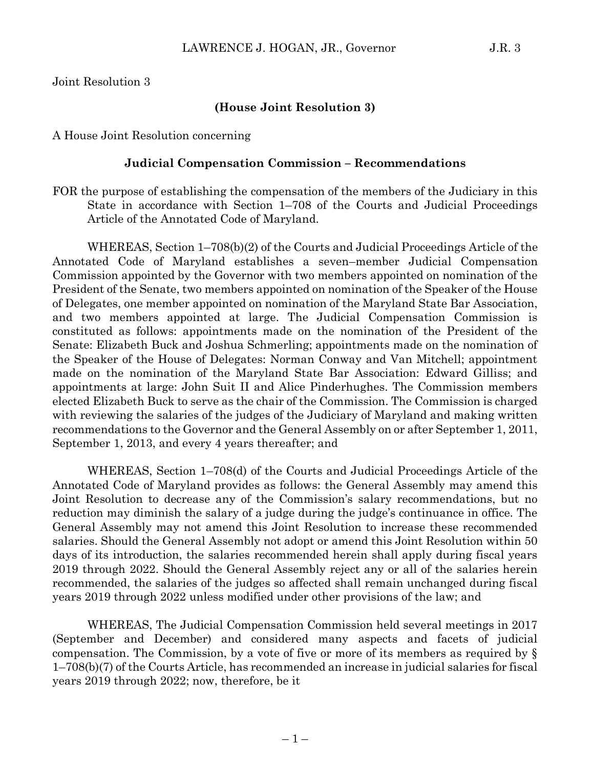Joint Resolution 3

**(House Joint Resolution 3)**

A House Joint Resolution concerning

**Judicial Compensation Commission – Recommendations**

FOR the purpose of establishing the compensation of the members of the Judiciary in this State in accordance with Section 1–708 of the Courts and Judicial Proceedings Article of the Annotated Code of Maryland.

WHEREAS, Section 1–708(b)(2) of the Courts and Judicial Proceedings Article of the Annotated Code of Maryland establishes a seven–member Judicial Compensation Commission appointed by the Governor with two members appointed on nomination of the President of the Senate, two members appointed on nomination of the Speaker of the House of Delegates, one member appointed on nomination of the Maryland State Bar Association, and two members appointed at large. The Judicial Compensation Commission is constituted as follows: appointments made on the nomination of the President of the Senate: Elizabeth Buck and Joshua Schmerling; appointments made on the nomination of the Speaker of the House of Delegates: Norman Conway and Van Mitchell; appointment made on the nomination of the Maryland State Bar Association: Edward Gilliss; and appointments at large: John Suit II and Alice Pinderhughes. The Commission members elected Elizabeth Buck to serve as the chair of the Commission. The Commission is charged with reviewing the salaries of the judges of the Judiciary of Maryland and making written recommendations to the Governor and the General Assembly on or after September 1, 2011, September 1, 2013, and every 4 years thereafter; and

WHEREAS, Section 1–708(d) of the Courts and Judicial Proceedings Article of the Annotated Code of Maryland provides as follows: the General Assembly may amend this Joint Resolution to decrease any of the Commission's salary recommendations, but no reduction may diminish the salary of a judge during the judge's continuance in office. The General Assembly may not amend this Joint Resolution to increase these recommended salaries. Should the General Assembly not adopt or amend this Joint Resolution within 50 days of its introduction, the salaries recommended herein shall apply during fiscal years 2019 through 2022. Should the General Assembly reject any or all of the salaries herein recommended, the salaries of the judges so affected shall remain unchanged during fiscal years 2019 through 2022 unless modified under other provisions of the law; and

WHEREAS, The Judicial Compensation Commission held several meetings in 2017 (September and December) and considered many aspects and facets of judicial compensation. The Commission, by a vote of five or more of its members as required by § 1–708(b)(7) of the Courts Article, has recommended an increase in judicial salaries for fiscal years 2019 through 2022; now, therefore, be it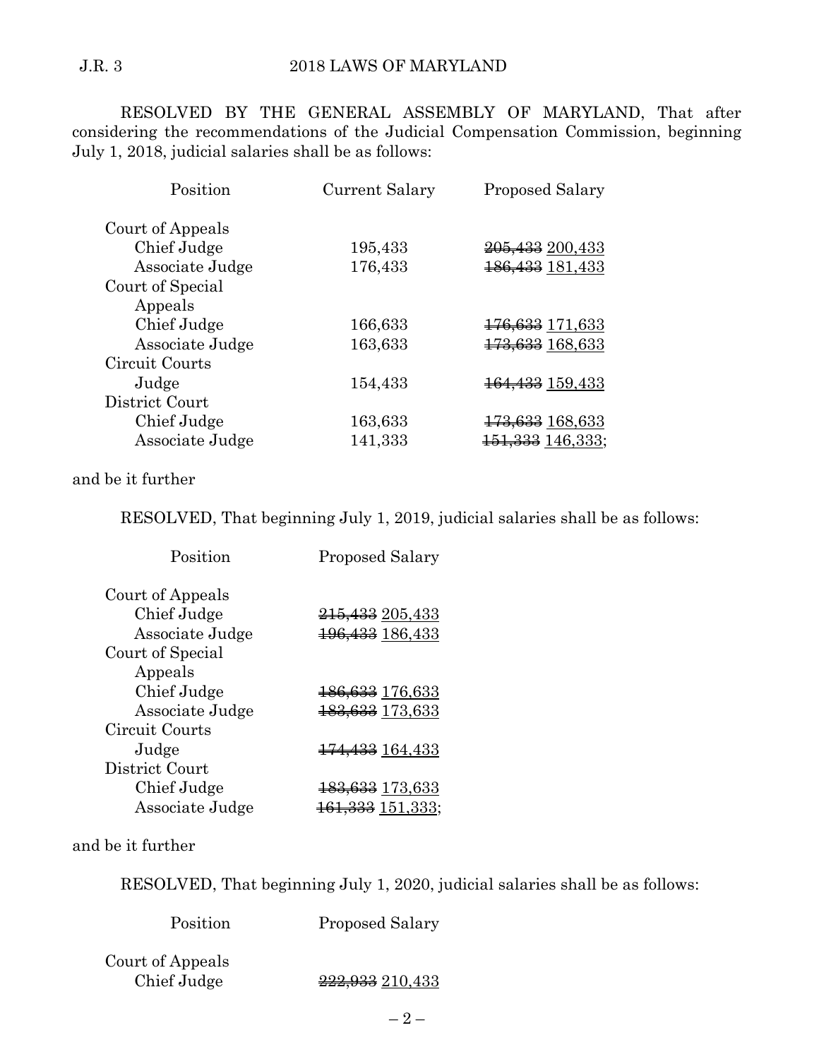RESOLVED BY THE GENERAL ASSEMBLY OF MARYLAND, That after considering the recommendations of the Judicial Compensation Commission, beginning July 1, 2018, judicial salaries shall be as follows:

| Position | Current Salary | Proposed Salary |
|---|---|---|
| Court of Appeals | | |
| Chief Judge | 195,433 | ~~205,433~~ <u>200,433</u> |
| Associate Judge | 176,433 | ~~186,433~~ <u>181,433</u> |
| Court of Special Appeals | | |
| Chief Judge | 166,633 | ~~176,633~~ <u>171,633</u> |
| Associate Judge | 163,633 | ~~173,633~~ <u>168,633</u> |
| Circuit Courts | | |
| Judge | 154,433 | ~~164,433~~ <u>159,433</u> |
| District Court | | |
| Chief Judge | 163,633 | ~~173,633~~ <u>168,633</u> |
| Associate Judge | 141,333 | ~~151,333~~ <u>146,333</u>; |

and be it further

RESOLVED, That beginning July 1, 2019, judicial salaries shall be as follows:

| Position | Proposed Salary |
|---|---|
| Court of Appeals | |
| Chief Judge | ~~215,433~~ <u>205,433</u> |
| Associate Judge | ~~196,433~~ <u>186,433</u> |
| Court of Special Appeals | |
| Chief Judge | ~~186,633~~ <u>176,633</u> |
| Associate Judge | ~~183,633~~ <u>173,633</u> |
| Circuit Courts | |
| Judge | ~~174,433~~ <u>164,433</u> |
| District Court | |
| Chief Judge | ~~183,633~~ <u>173,633</u> |
| Associate Judge | ~~161,333~~ <u>151,333</u>; |

and be it further

RESOLVED, That beginning July 1, 2020, judicial salaries shall be as follows:

| Position | Proposed Salary |
|---|---|
| Court of Appeals | |
| Chief Judge | ~~222,933~~ <u>210,433</u> |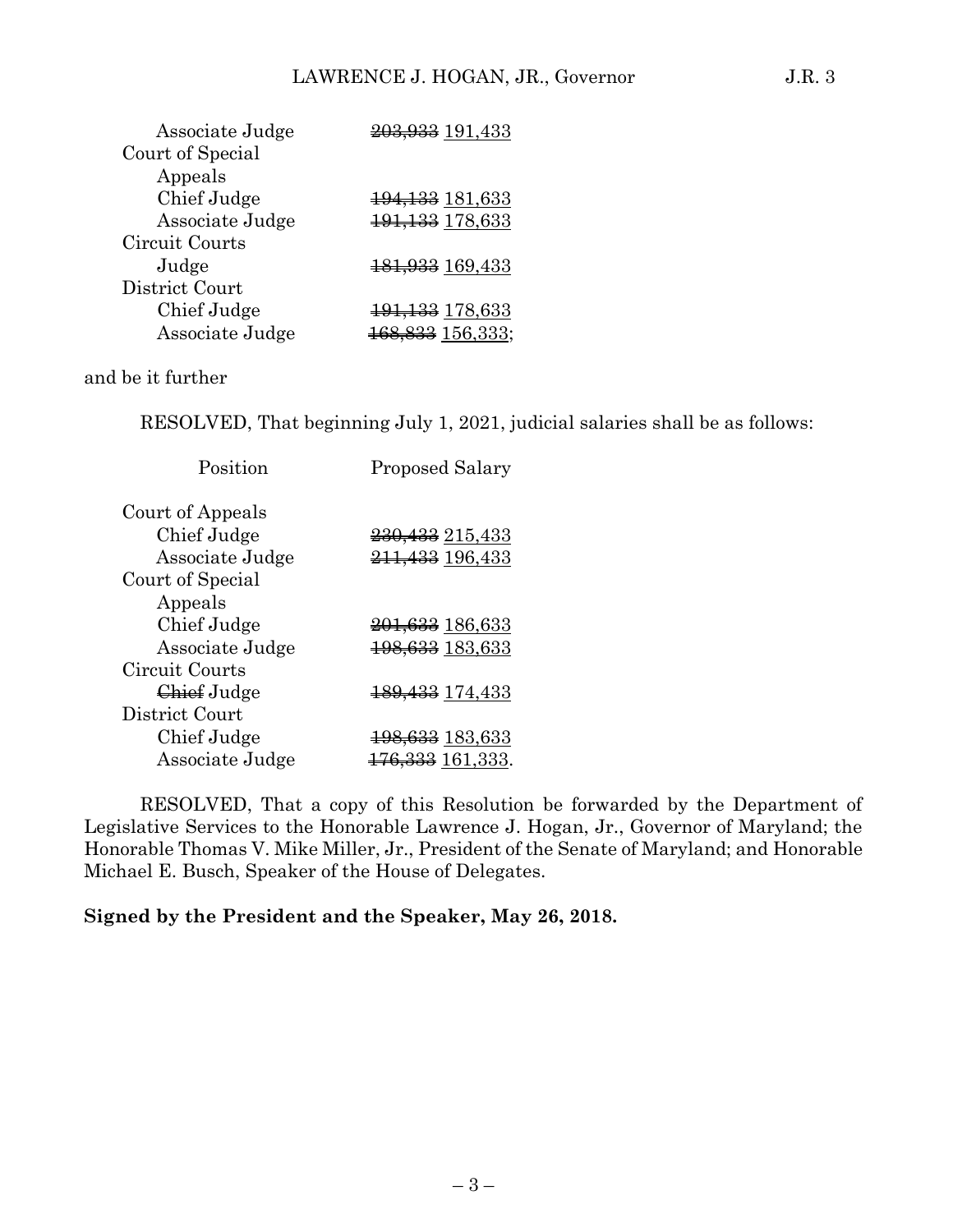| | |
|---|---|
| Associate Judge | ~~203,933~~ <u>191,433</u> |
| Court of Special Appeals | |
| Chief Judge | ~~194,133~~ <u>181,633</u> |
| Associate Judge | ~~191,133~~ <u>178,633</u> |
| Circuit Courts | |
| Judge | ~~181,933~~ <u>169,433</u> |
| District Court | |
| Chief Judge | ~~191,133~~ <u>178,633</u> |
| Associate Judge | ~~168,833~~ <u>156,333</u>; |

and be it further

RESOLVED, That beginning July 1, 2021, judicial salaries shall be as follows:

| Position | Proposed Salary |
|---|---|
| Court of Appeals | |
| Chief Judge | ~~230,433~~ <u>215,433</u> |
| Associate Judge | ~~211,433~~ <u>196,433</u> |
| Court of Special Appeals | |
| Chief Judge | ~~201,633~~ <u>186,633</u> |
| Associate Judge | ~~198,633~~ <u>183,633</u> |
| Circuit Courts | |
| ~~Chief~~ Judge | ~~189,433~~ <u>174,433</u> |
| District Court | |
| Chief Judge | ~~198,633~~ <u>183,633</u> |
| Associate Judge | ~~176,333~~ <u>161,333</u>. |

RESOLVED, That a copy of this Resolution be forwarded by the Department of Legislative Services to the Honorable Lawrence J. Hogan, Jr., Governor of Maryland; the Honorable Thomas V. Mike Miller, Jr., President of the Senate of Maryland; and Honorable Michael E. Busch, Speaker of the House of Delegates.

**Signed by the President and the Speaker, May 26, 2018.**